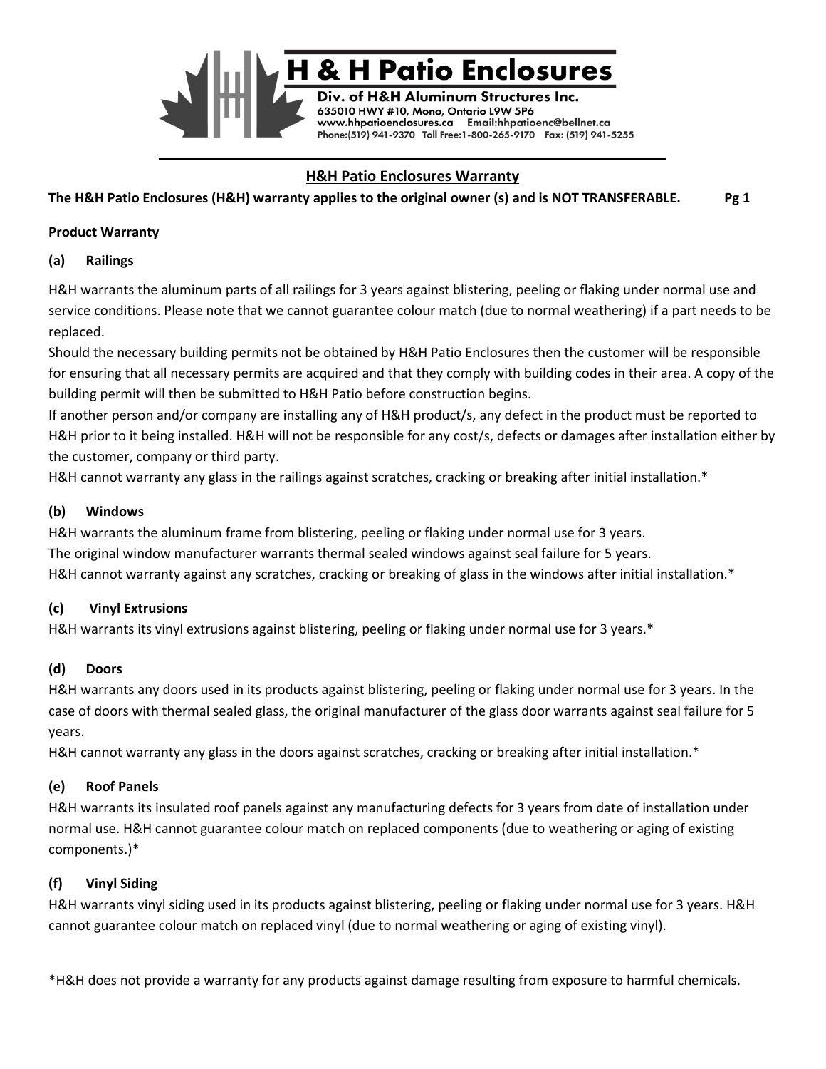# H & H Patio Enclosures

**Div. of H&H Aluminum Structures Inc.**
635010 HWY #10, Mono, Ontario L9W 5P6
www.hhpatioenclosures.ca Email:hhpatioenc@bellnet.ca
Phone:(519) 941-9370 Toll Free:1-800-265-9170 Fax: (519) 941-5255

## H&H Patio Enclosures Warranty

**The H&H Patio Enclosures (H&H) warranty applies to the original owner (s) and is NOT TRANSFERABLE.**

### Product Warranty

#### (a) Railings

H&H warrants the aluminum parts of all railings for 3 years against blistering, peeling or flaking under normal use and service conditions. Please note that we cannot guarantee colour match (due to normal weathering) if a part needs to be replaced.

Should the necessary building permits not be obtained by H&H Patio Enclosures then the customer will be responsible for ensuring that all necessary permits are acquired and that they comply with building codes in their area. A copy of the building permit will then be submitted to H&H Patio before construction begins.

If another person and/or company are installing any of H&H product/s, any defect in the product must be reported to H&H prior to it being installed. H&H will not be responsible for any cost/s, defects or damages after installation either by the customer, company or third party.

H&H cannot warranty any glass in the railings against scratches, cracking or breaking after initial installation.*

#### (b) Windows

H&H warrants the aluminum frame from blistering, peeling or flaking under normal use for 3 years.

The original window manufacturer warrants thermal sealed windows against seal failure for 5 years.

H&H cannot warranty against any scratches, cracking or breaking of glass in the windows after initial installation.*

#### (c) Vinyl Extrusions

H&H warrants its vinyl extrusions against blistering, peeling or flaking under normal use for 3 years.*

#### (d) Doors

H&H warrants any doors used in its products against blistering, peeling or flaking under normal use for 3 years. In the case of doors with thermal sealed glass, the original manufacturer of the glass door warrants against seal failure for 5 years.

H&H cannot warranty any glass in the doors against scratches, cracking or breaking after initial installation.*

#### (e) Roof Panels

H&H warrants its insulated roof panels against any manufacturing defects for 3 years from date of installation under normal use. H&H cannot guarantee colour match on replaced components (due to weathering or aging of existing components.)*

#### (f) Vinyl Siding

H&H warrants vinyl siding used in its products against blistering, peeling or flaking under normal use for 3 years. H&H cannot guarantee colour match on replaced vinyl (due to normal weathering or aging of existing vinyl).

*H&H does not provide a warranty for any products against damage resulting from exposure to harmful chemicals.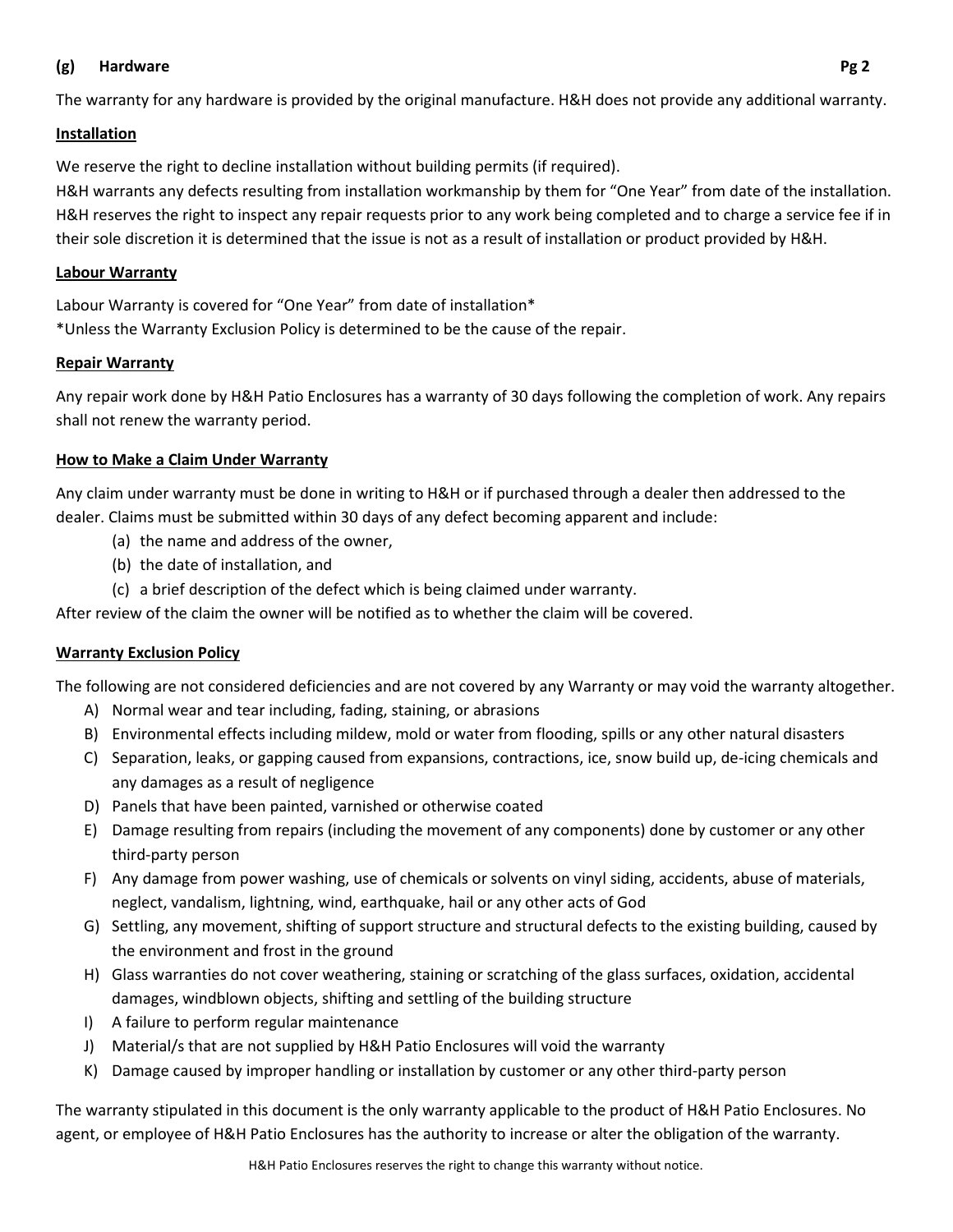**(g) Hardware**

The warranty for any hardware is provided by the original manufacture. H&H does not provide any additional warranty.

## Installation

We reserve the right to decline installation without building permits (if required).
H&H warrants any defects resulting from installation workmanship by them for "One Year" from date of the installation. H&H reserves the right to inspect any repair requests prior to any work being completed and to charge a service fee if in their sole discretion it is determined that the issue is not as a result of installation or product provided by H&H.

## Labour Warranty

Labour Warranty is covered for "One Year" from date of installation*
*Unless the Warranty Exclusion Policy is determined to be the cause of the repair.

## Repair Warranty

Any repair work done by H&H Patio Enclosures has a warranty of 30 days following the completion of work. Any repairs shall not renew the warranty period.

## How to Make a Claim Under Warranty

Any claim under warranty must be done in writing to H&H or if purchased through a dealer then addressed to the dealer. Claims must be submitted within 30 days of any defect becoming apparent and include:

(a) the name and address of the owner,
(b) the date of installation, and
(c) a brief description of the defect which is being claimed under warranty.

After review of the claim the owner will be notified as to whether the claim will be covered.

## Warranty Exclusion Policy

The following are not considered deficiencies and are not covered by any Warranty or may void the warranty altogether.

A) Normal wear and tear including, fading, staining, or abrasions
B) Environmental effects including mildew, mold or water from flooding, spills or any other natural disasters
C) Separation, leaks, or gapping caused from expansions, contractions, ice, snow build up, de-icing chemicals and any damages as a result of negligence
D) Panels that have been painted, varnished or otherwise coated
E) Damage resulting from repairs (including the movement of any components) done by customer or any other third-party person
F) Any damage from power washing, use of chemicals or solvents on vinyl siding, accidents, abuse of materials, neglect, vandalism, lightning, wind, earthquake, hail or any other acts of God
G) Settling, any movement, shifting of support structure and structural defects to the existing building, caused by the environment and frost in the ground
H) Glass warranties do not cover weathering, staining or scratching of the glass surfaces, oxidation, accidental damages, windblown objects, shifting and settling of the building structure
I) A failure to perform regular maintenance
J) Material/s that are not supplied by H&H Patio Enclosures will void the warranty
K) Damage caused by improper handling or installation by customer or any other third-party person

The warranty stipulated in this document is the only warranty applicable to the product of H&H Patio Enclosures. No agent, or employee of H&H Patio Enclosures has the authority to increase or alter the obligation of the warranty.

H&H Patio Enclosures reserves the right to change this warranty without notice.